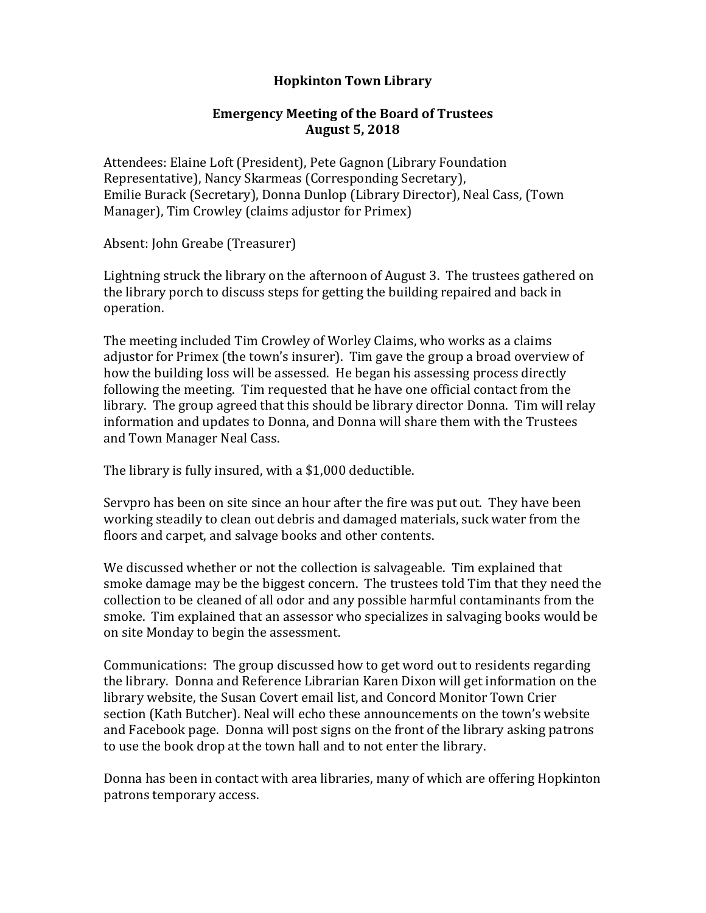# Hopkinton Town Library

## Emergency Meeting of the Board of Trustees
## August 5, 2018

Attendees: Elaine Loft (President), Pete Gagnon (Library Foundation Representative), Nancy Skarmeas (Corresponding Secretary), Emilie Burack (Secretary), Donna Dunlop (Library Director), Neal Cass, (Town Manager), Tim Crowley (claims adjustor for Primex)

Absent: John Greabe (Treasurer)

Lightning struck the library on the afternoon of August 3. The trustees gathered on the library porch to discuss steps for getting the building repaired and back in operation.

The meeting included Tim Crowley of Worley Claims, who works as a claims adjustor for Primex (the town's insurer). Tim gave the group a broad overview of how the building loss will be assessed. He began his assessing process directly following the meeting. Tim requested that he have one official contact from the library. The group agreed that this should be library director Donna. Tim will relay information and updates to Donna, and Donna will share them with the Trustees and Town Manager Neal Cass.

The library is fully insured, with a $1,000 deductible.

Servpro has been on site since an hour after the fire was put out. They have been working steadily to clean out debris and damaged materials, suck water from the floors and carpet, and salvage books and other contents.

We discussed whether or not the collection is salvageable. Tim explained that smoke damage may be the biggest concern. The trustees told Tim that they need the collection to be cleaned of all odor and any possible harmful contaminants from the smoke. Tim explained that an assessor who specializes in salvaging books would be on site Monday to begin the assessment.

Communications: The group discussed how to get word out to residents regarding the library. Donna and Reference Librarian Karen Dixon will get information on the library website, the Susan Covert email list, and Concord Monitor Town Crier section (Kath Butcher). Neal will echo these announcements on the town's website and Facebook page. Donna will post signs on the front of the library asking patrons to use the book drop at the town hall and to not enter the library.

Donna has been in contact with area libraries, many of which are offering Hopkinton patrons temporary access.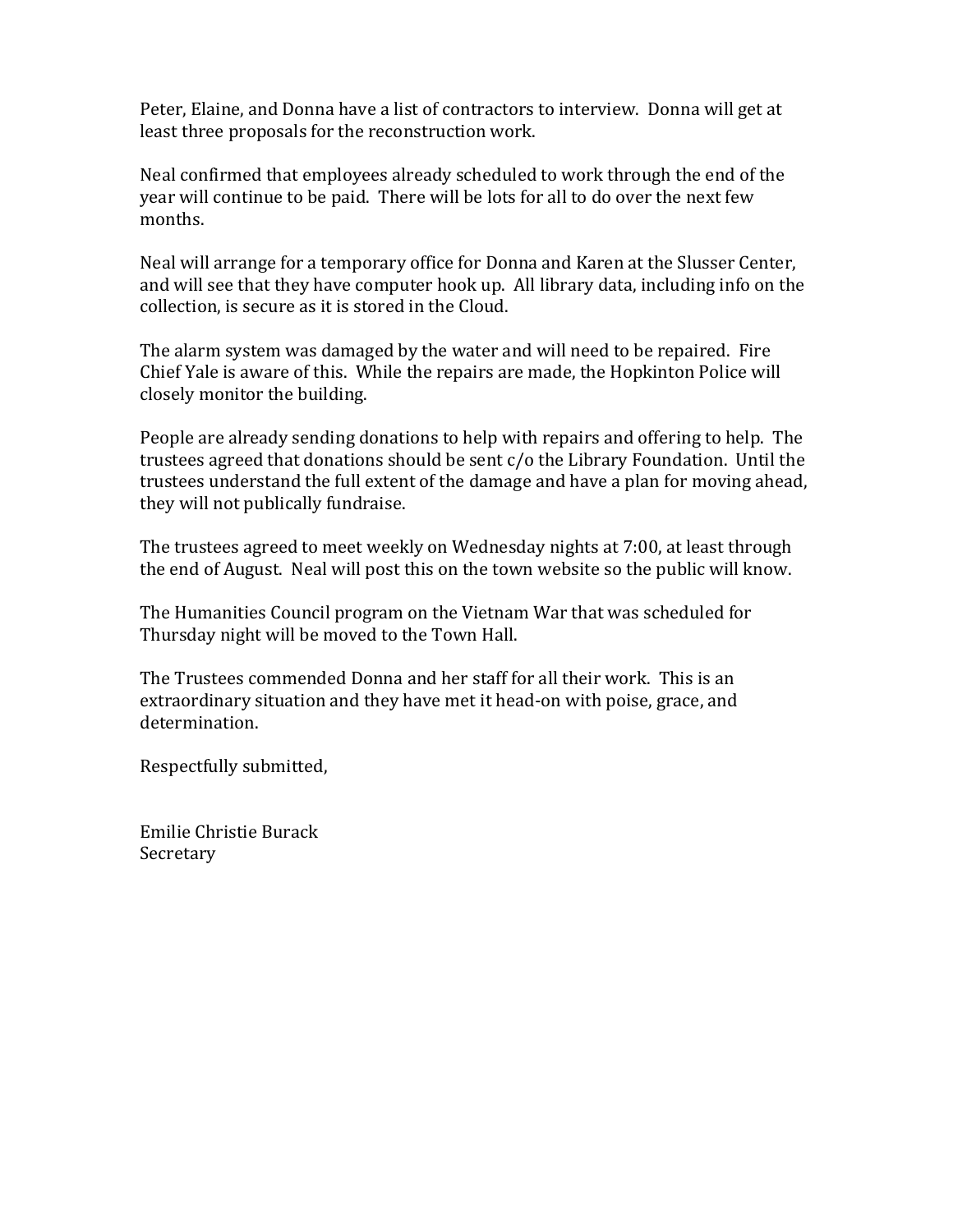Peter, Elaine, and Donna have a list of contractors to interview. Donna will get at least three proposals for the reconstruction work.

Neal confirmed that employees already scheduled to work through the end of the year will continue to be paid. There will be lots for all to do over the next few months.

Neal will arrange for a temporary office for Donna and Karen at the Slusser Center, and will see that they have computer hook up. All library data, including info on the collection, is secure as it is stored in the Cloud.

The alarm system was damaged by the water and will need to be repaired. Fire Chief Yale is aware of this. While the repairs are made, the Hopkinton Police will closely monitor the building.

People are already sending donations to help with repairs and offering to help. The trustees agreed that donations should be sent c/o the Library Foundation. Until the trustees understand the full extent of the damage and have a plan for moving ahead, they will not publically fundraise.

The trustees agreed to meet weekly on Wednesday nights at 7:00, at least through the end of August. Neal will post this on the town website so the public will know.

The Humanities Council program on the Vietnam War that was scheduled for Thursday night will be moved to the Town Hall.

The Trustees commended Donna and her staff for all their work. This is an extraordinary situation and they have met it head-on with poise, grace, and determination.

Respectfully submitted,

Emilie Christie Burack
Secretary